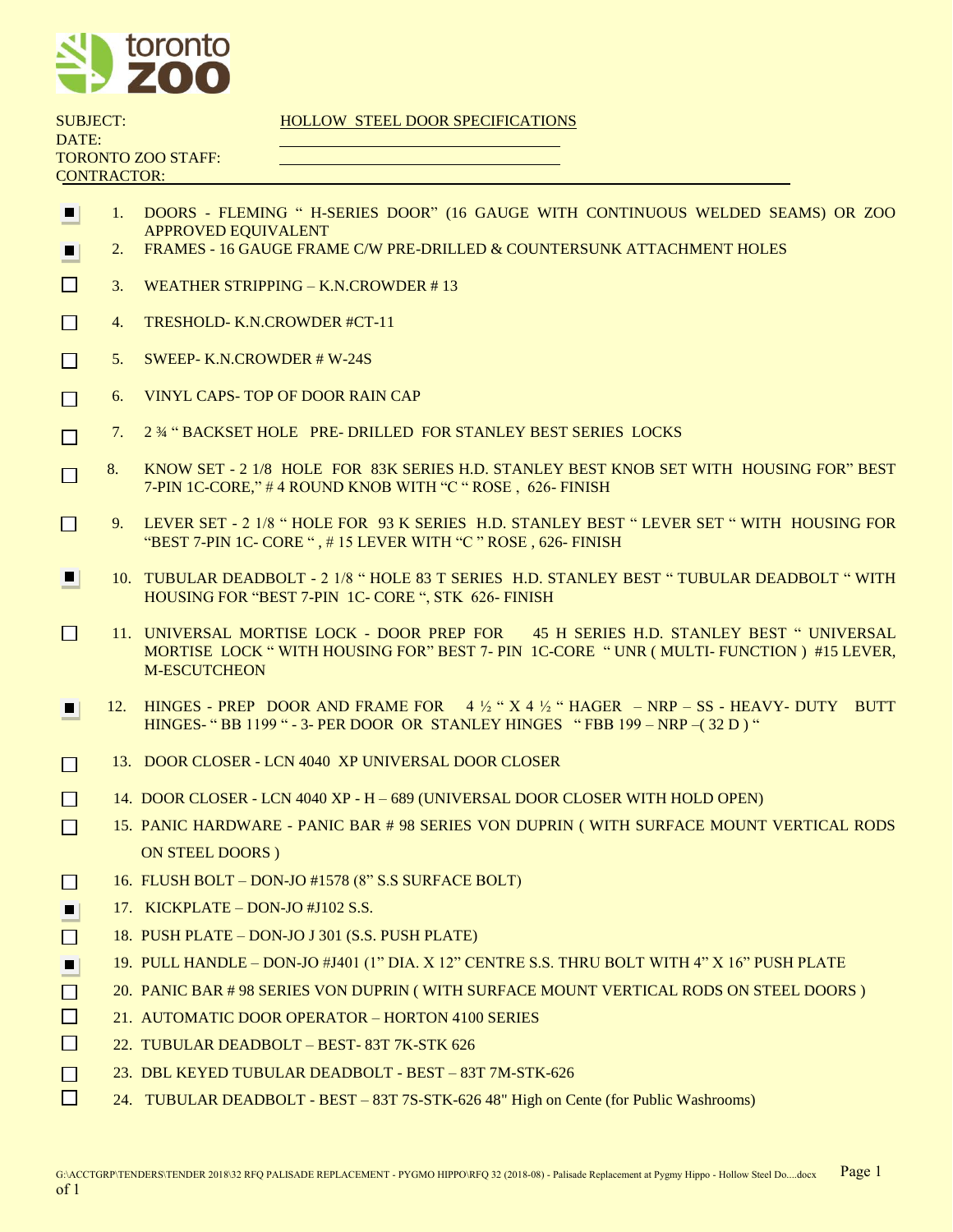toronto zoo

SUBJECT: HOLLOW STEEL DOOR SPECIFICATIONS
DATE:
TORONTO ZOO STAFF:
CONTRACTOR:

- [x] 1. DOORS - FLEMING " H-SERIES DOOR" (16 GAUGE WITH CONTINUOUS WELDED SEAMS) OR ZOO APPROVED EQUIVALENT
- [x] 2. FRAMES - 16 GAUGE FRAME C/W PRE-DRILLED & COUNTERSUNK ATTACHMENT HOLES
- [ ] 3. WEATHER STRIPPING – K.N.CROWDER # 13
- [ ] 4. TRESHOLD- K.N.CROWDER #CT-11
- [ ] 5. SWEEP- K.N.CROWDER # W-24S
- [ ] 6. VINYL CAPS- TOP OF DOOR RAIN CAP
- [ ] 7. 2 ¾ " BACKSET HOLE PRE- DRILLED FOR STANLEY BEST SERIES LOCKS
- [ ] 8. KNOW SET - 2 1/8 HOLE FOR 83K SERIES H.D. STANLEY BEST KNOB SET WITH HOUSING FOR" BEST 7-PIN 1C-CORE," # 4 ROUND KNOB WITH "C " ROSE , 626- FINISH
- [ ] 9. LEVER SET - 2 1/8 " HOLE FOR 93 K SERIES H.D. STANLEY BEST " LEVER SET " WITH HOUSING FOR "BEST 7-PIN 1C- CORE " , # 15 LEVER WITH "C " ROSE , 626- FINISH
- [x] 10. TUBULAR DEADBOLT - 2 1/8 " HOLE 83 T SERIES H.D. STANLEY BEST " TUBULAR DEADBOLT " WITH HOUSING FOR "BEST 7-PIN 1C- CORE ", STK 626- FINISH
- [ ] 11. UNIVERSAL MORTISE LOCK - DOOR PREP FOR 45 H SERIES H.D. STANLEY BEST " UNIVERSAL MORTISE LOCK " WITH HOUSING FOR" BEST 7- PIN 1C-CORE " UNR ( MULTI- FUNCTION ) #15 LEVER, M-ESCUTCHEON
- [x] 12. HINGES - PREP DOOR AND FRAME FOR 4 ½ " X 4 ½ " HAGER – NRP – SS - HEAVY- DUTY BUTT HINGES- " BB 1199 " - 3- PER DOOR OR STANLEY HINGES " FBB 199 – NRP –( 32 D ) "
- [ ] 13. DOOR CLOSER - LCN 4040 XP UNIVERSAL DOOR CLOSER
- [ ] 14. DOOR CLOSER - LCN 4040 XP - H – 689 (UNIVERSAL DOOR CLOSER WITH HOLD OPEN)
- [ ] 15. PANIC HARDWARE - PANIC BAR # 98 SERIES VON DUPRIN ( WITH SURFACE MOUNT VERTICAL RODS ON STEEL DOORS )
- [ ] 16. FLUSH BOLT – DON-JO #1578 (8" S.S SURFACE BOLT)
- [x] 17. KICKPLATE – DON-JO #J102 S.S.
- [ ] 18. PUSH PLATE – DON-JO J 301 (S.S. PUSH PLATE)
- [x] 19. PULL HANDLE – DON-JO #J401 (1" DIA. X 12" CENTRE S.S. THRU BOLT WITH 4" X 16" PUSH PLATE
- [ ] 20. PANIC BAR # 98 SERIES VON DUPRIN ( WITH SURFACE MOUNT VERTICAL RODS ON STEEL DOORS )
- [ ] 21. AUTOMATIC DOOR OPERATOR – HORTON 4100 SERIES
- [ ] 22. TUBULAR DEADBOLT – BEST- 83T 7K-STK 626
- [ ] 23. DBL KEYED TUBULAR DEADBOLT - BEST – 83T 7M-STK-626
- [ ] 24. TUBULAR DEADBOLT - BEST – 83T 7S-STK-626 48" High on Cente (for Public Washrooms)

G:\ACCTGRP\TENDERS\TENDER 2018\32 RFQ PALISADE REPLACEMENT - PYGMO HIPPO\RFQ 32 (2018-08) - Palisade Replacement at Pygmy Hippo - Hollow Steel Do....docx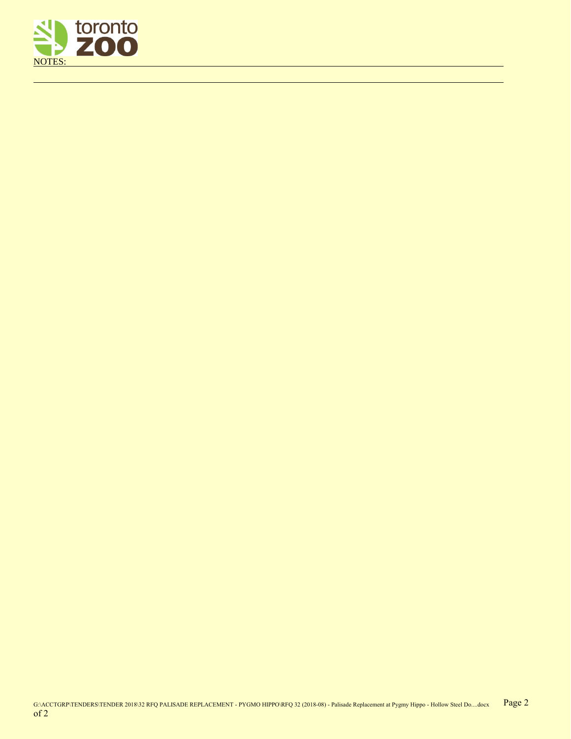NOTES: